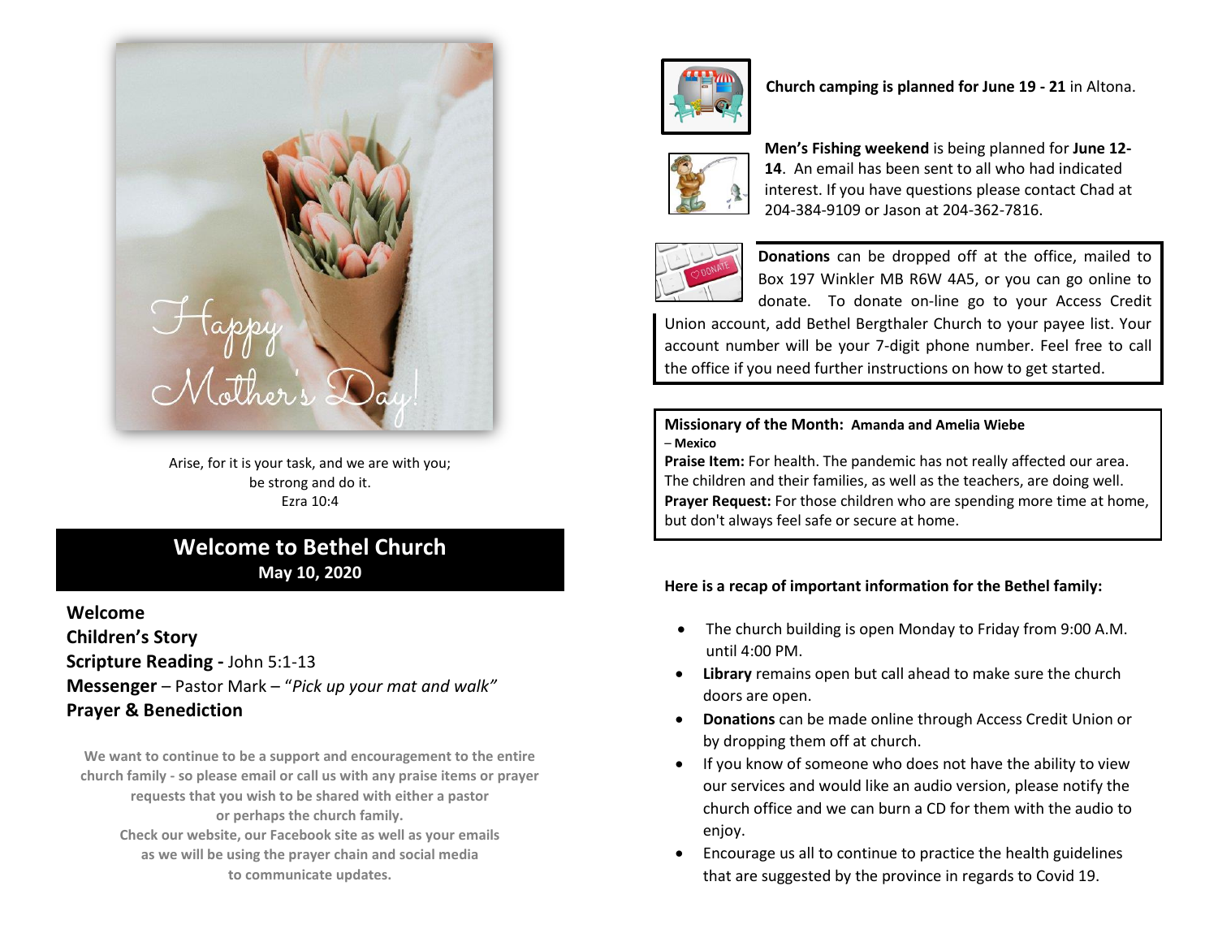Happy Mother's Day!

Arise, for it is your task, and we are with you;
be strong and do it.
Ezra 10:4

## Welcome to Bethel Church

**May 10, 2020**

**Welcome**

**Children's Story**

**Scripture Reading -** John 5:1-13

**Messenger** – Pastor Mark – "*Pick up your mat and walk"*

**Prayer & Benediction**

**We want to continue to be a support and encouragement to the entire church family - so please email or call us with any praise items or prayer requests that you wish to be shared with either a pastor or perhaps the church family.**
**Check our website, our Facebook site as well as your emails as we will be using the prayer chain and social media to communicate updates.**

**Church camping is planned for June 19 - 21** in Altona.

**Men's Fishing weekend** is being planned for **June 12-14**. An email has been sent to all who had indicated interest. If you have questions please contact Chad at 204-384-9109 or Jason at 204-362-7816.

**Donations** can be dropped off at the office, mailed to Box 197 Winkler MB R6W 4A5, or you can go online to donate. To donate on-line go to your Access Credit Union account, add Bethel Bergthaler Church to your payee list. Your account number will be your 7-digit phone number. Feel free to call the office if you need further instructions on how to get started.

**Missionary of the Month: Amanda and Amelia Wiebe – Mexico**
**Praise Item:** For health. The pandemic has not really affected our area. The children and their families, as well as the teachers, are doing well.
**Prayer Request:** For those children who are spending more time at home, but don't always feel safe or secure at home.

**Here is a recap of important information for the Bethel family:**

- The church building is open Monday to Friday from 9:00 A.M. until 4:00 PM.
- **Library** remains open but call ahead to make sure the church doors are open.
- **Donations** can be made online through Access Credit Union or by dropping them off at church.
- If you know of someone who does not have the ability to view our services and would like an audio version, please notify the church office and we can burn a CD for them with the audio to enjoy.
- Encourage us all to continue to practice the health guidelines that are suggested by the province in regards to Covid 19.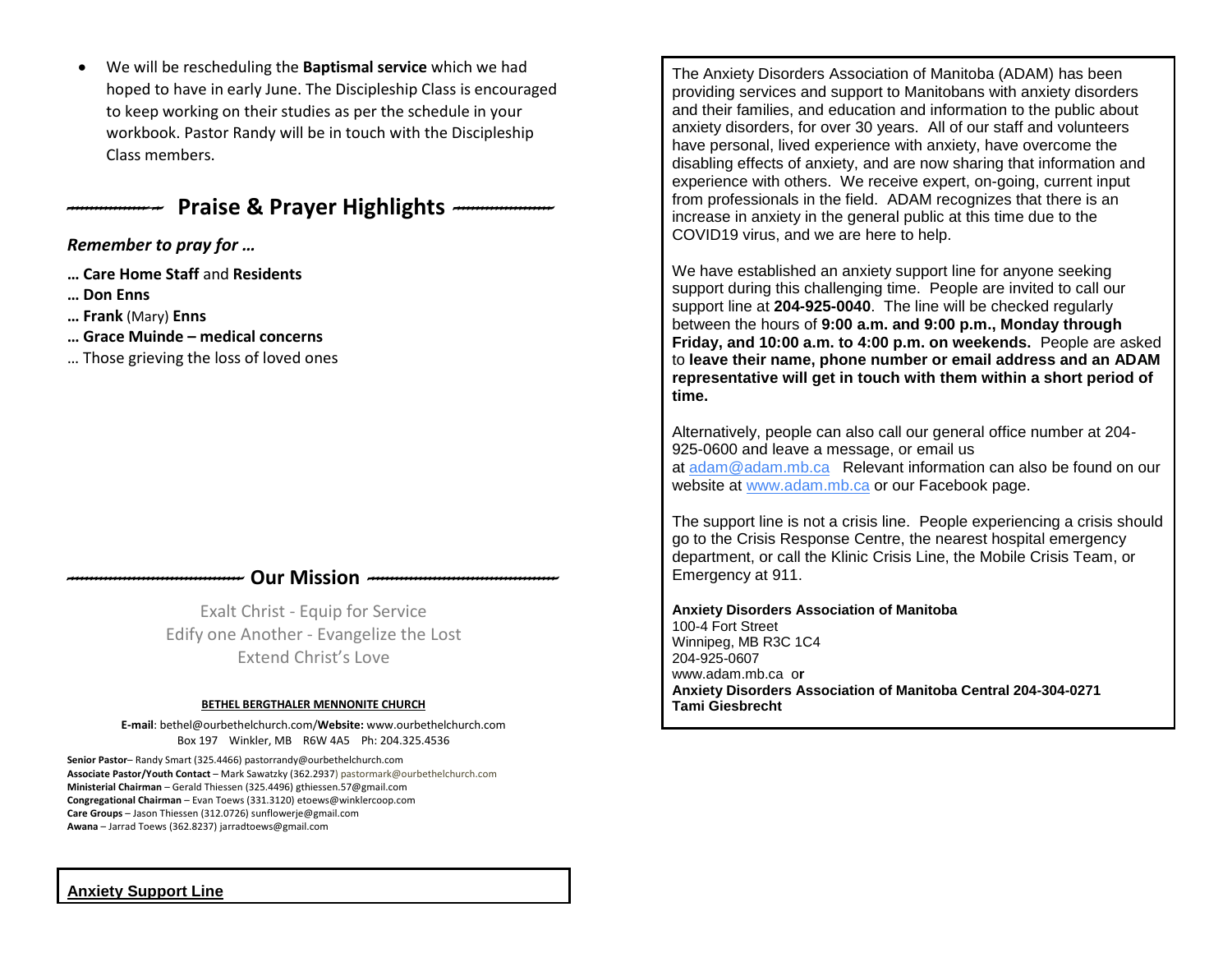- We will be rescheduling the **Baptismal service** which we had hoped to have in early June. The Discipleship Class is encouraged to keep working on their studies as per the schedule in your workbook. Pastor Randy will be in touch with the Discipleship Class members.

## Praise & Prayer Highlights

***Remember to pray for …***

**… Care Home Staff** and **Residents**
**… Don Enns**
**… Frank** (Mary) **Enns**
**… Grace Muinde – medical concerns**
… Those grieving the loss of loved ones

## Our Mission

Exalt Christ - Equip for Service
Edify one Another - Evangelize the Lost
Extend Christ's Love

**BETHEL BERGTHALER MENNONITE CHURCH**

**E-mail**: bethel@ourbethelchurch.com/**Website:** www.ourbethelchurch.com
Box 197 Winkler, MB R6W 4A5 Ph: 204.325.4536

**Senior Pastor**– Randy Smart (325.4466) pastorrandy@ourbethelchurch.com
**Associate Pastor/Youth Contact** – Mark Sawatzky (362.2937) pastormark@ourbethelchurch.com
**Ministerial Chairman** – Gerald Thiessen (325.4496) gthiessen.57@gmail.com
**Congregational Chairman** – Evan Toews (331.3120) etoews@winklercoop.com
**Care Groups** – Jason Thiessen (312.0726) sunflowerje@gmail.com
**Awana** – Jarrad Toews (362.8237) jarradtoews@gmail.com

**Anxiety Support Line**

The Anxiety Disorders Association of Manitoba (ADAM) has been providing services and support to Manitobans with anxiety disorders and their families, and education and information to the public about anxiety disorders, for over 30 years. All of our staff and volunteers have personal, lived experience with anxiety, have overcome the disabling effects of anxiety, and are now sharing that information and experience with others. We receive expert, on-going, current input from professionals in the field. ADAM recognizes that there is an increase in anxiety in the general public at this time due to the COVID19 virus, and we are here to help.

We have established an anxiety support line for anyone seeking support during this challenging time. People are invited to call our support line at **204-925-0040**. The line will be checked regularly between the hours of **9:00 a.m. and 9:00 p.m., Monday through Friday, and 10:00 a.m. to 4:00 p.m. on weekends.** People are asked to **leave their name, phone number or email address and an ADAM representative will get in touch with them within a short period of time.**

Alternatively, people can also call our general office number at 204-925-0600 and leave a message, or email us at adam@adam.mb.ca Relevant information can also be found on our website at www.adam.mb.ca or our Facebook page.

The support line is not a crisis line. People experiencing a crisis should go to the Crisis Response Centre, the nearest hospital emergency department, or call the Klinic Crisis Line, the Mobile Crisis Team, or Emergency at 911.

**Anxiety Disorders Association of Manitoba**
100-4 Fort Street
Winnipeg, MB R3C 1C4
204-925-0607
www.adam.mb.ca or
**Anxiety Disorders Association of Manitoba Central 204-304-0271**
**Tami Giesbrecht**